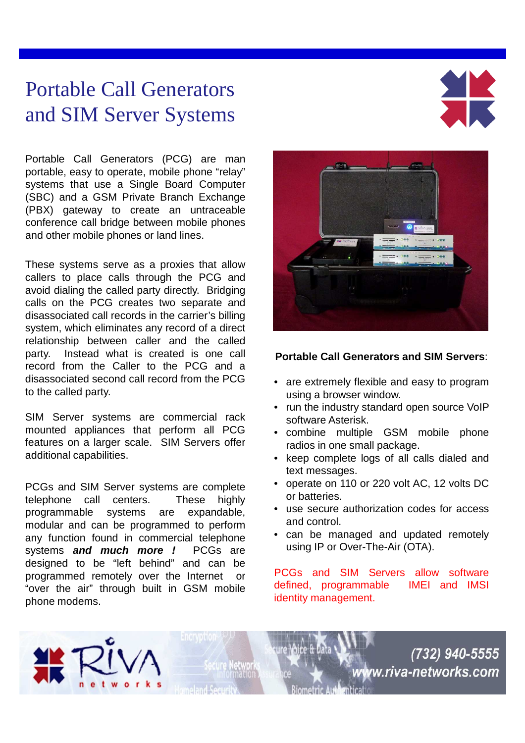# Portable Call Generators and SIM Server Systems

Portable Call Generators (PCG) are man portable, easy to operate, mobile phone "relay" systems that use a Single Board Computer (SBC) and a GSM Private Branch Exchange (PBX) gateway to create an untraceable conference call bridge between mobile phones and other mobile phones or land lines.

These systems serve as a proxies that allow callers to place calls through the PCG and avoid dialing the called party directly. Bridging calls on the PCG creates two separate and disassociated call records in the carrier's billing system, which eliminates any record of a direct relationship between caller and the called party. Instead what is created is one call record from the Caller to the PCG and a disassociated second call record from the PCG to the called party.

SIM Server systems are commercial rack mounted appliances that perform all PCG features on a larger scale. SIM Servers offer additional capabilities.

PCGs and SIM Server systems are complete telephone call centers. These highly programmable systems are expandable, modular and can be programmed to perform any function found in commercial telephone systems ***and much more !*** PCGs are designed to be "left behind" and can be programmed remotely over the Internet or "over the air" through built in GSM mobile phone modems.

**Portable Call Generators and SIM Servers**:

- are extremely flexible and easy to program using a browser window.
- run the industry standard open source VoIP software Asterisk.
- combine multiple GSM mobile phone radios in one small package.
- keep complete logs of all calls dialed and text messages.
- operate on 110 or 220 volt AC, 12 volts DC or batteries.
- use secure authorization codes for access and control.
- can be managed and updated remotely using IP or Over-The-Air (OTA).

PCGs and SIM Servers allow software defined, programmable IMEI and IMSI identity management.

RIVA networks

(732) 940-5555
www.riva-networks.com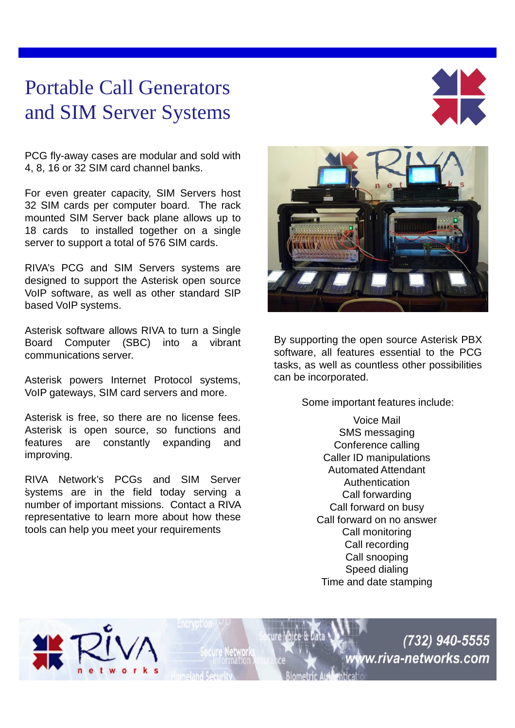# Portable Call Generators and SIM Server Systems

PCG fly-away cases are modular and sold with 4, 8, 16 or 32 SIM card channel banks.

For even greater capacity, SIM Servers host 32 SIM cards per computer board. The rack mounted SIM Server back plane allows up to 18 cards to installed together on a single server to support a total of 576 SIM cards.

RIVA's PCG and SIM Servers systems are designed to support the Asterisk open source VoIP software, as well as other standard SIP based VoIP systems.

Asterisk software allows RIVA to turn a Single Board Computer (SBC) into a vibrant communications server.

Asterisk powers Internet Protocol systems, VoIP gateways, SIM card servers and more.

Asterisk is free, so there are no license fees. Asterisk is open source, so functions and features are constantly expanding and improving.

RIVA Network's PCGs and SIM Server systems are in the field today serving a number of important missions. Contact a RIVA representative to learn more about how these tools can help you meet your requirements

By supporting the open source Asterisk PBX software, all features essential to the PCG tasks, as well as countless other possibilities can be incorporated.

Some important features include:

- Voice Mail
- SMS messaging
- Conference calling
- Caller ID manipulations
- Automated Attendant
- Authentication
- Call forwarding
- Call forward on busy
- Call forward on no answer
- Call monitoring
- Call recording
- Call snooping
- Speed dialing
- Time and date stamping

RIVA networks

(732) 940-5555
www.riva-networks.com